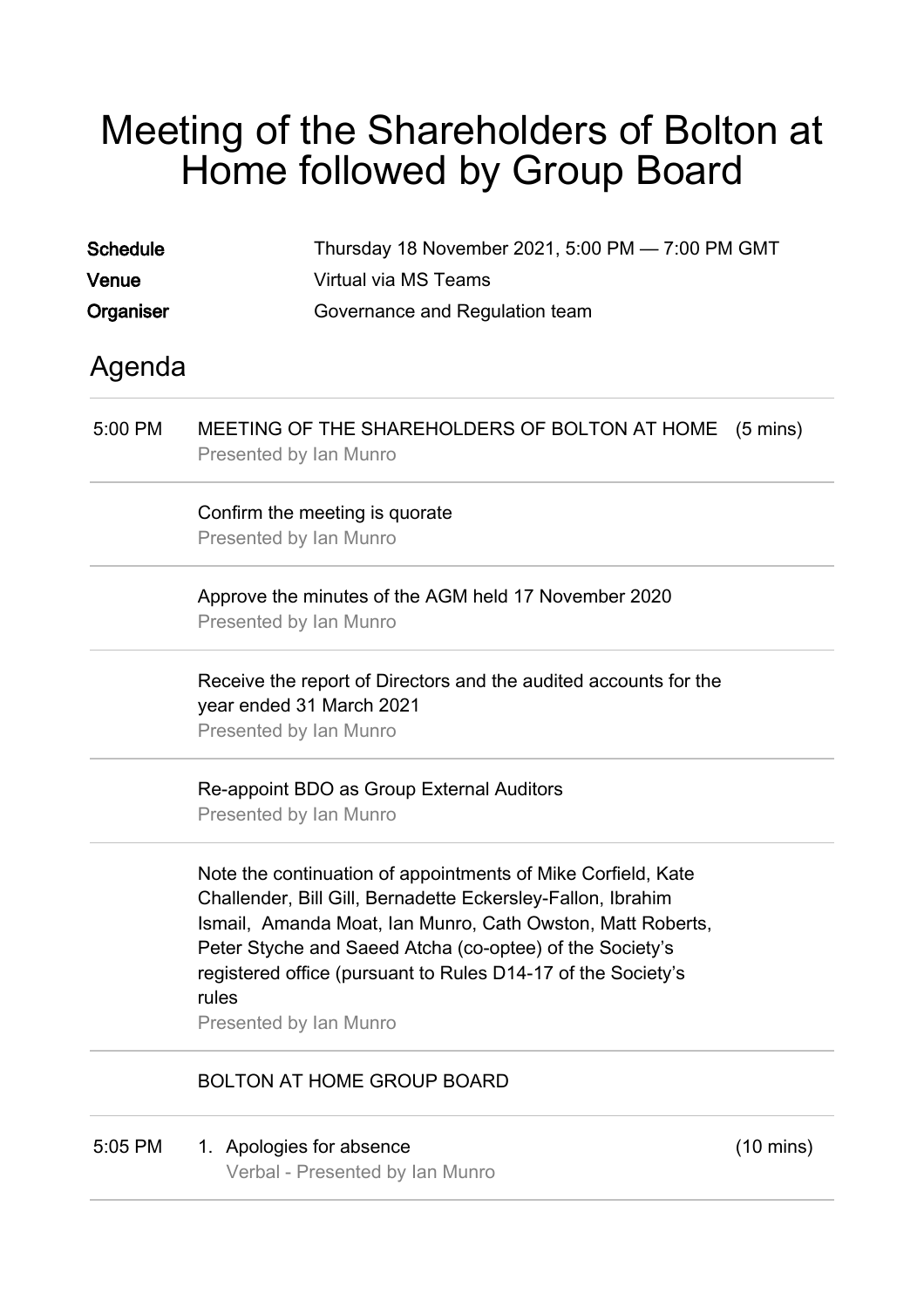# Meeting of the Shareholders of Bolton at Home followed by Group Board

**Schedule** Thursday 18 November 2021, 5:00 PM — 7:00 PM GMT

**Venue** Virtual via MS Teams

**Organiser** Governance and Regulation team

## Agenda

5:00 PM MEETING OF THE SHAREHOLDERS OF BOLTON AT HOME (5 mins)
Presented by Ian Munro

Confirm the meeting is quorate
Presented by Ian Munro

Approve the minutes of the AGM held 17 November 2020
Presented by Ian Munro

Receive the report of Directors and the audited accounts for the year ended 31 March 2021
Presented by Ian Munro

Re-appoint BDO as Group External Auditors
Presented by Ian Munro

Note the continuation of appointments of Mike Corfield, Kate Challender, Bill Gill, Bernadette Eckersley-Fallon, Ibrahim Ismail, Amanda Moat, Ian Munro, Cath Owston, Matt Roberts, Peter Styche and Saeed Atcha (co-optee) of the Society's registered office (pursuant to Rules D14-17 of the Society's rules
Presented by Ian Munro

BOLTON AT HOME GROUP BOARD

5:05 PM 1. Apologies for absence (10 mins)
Verbal - Presented by Ian Munro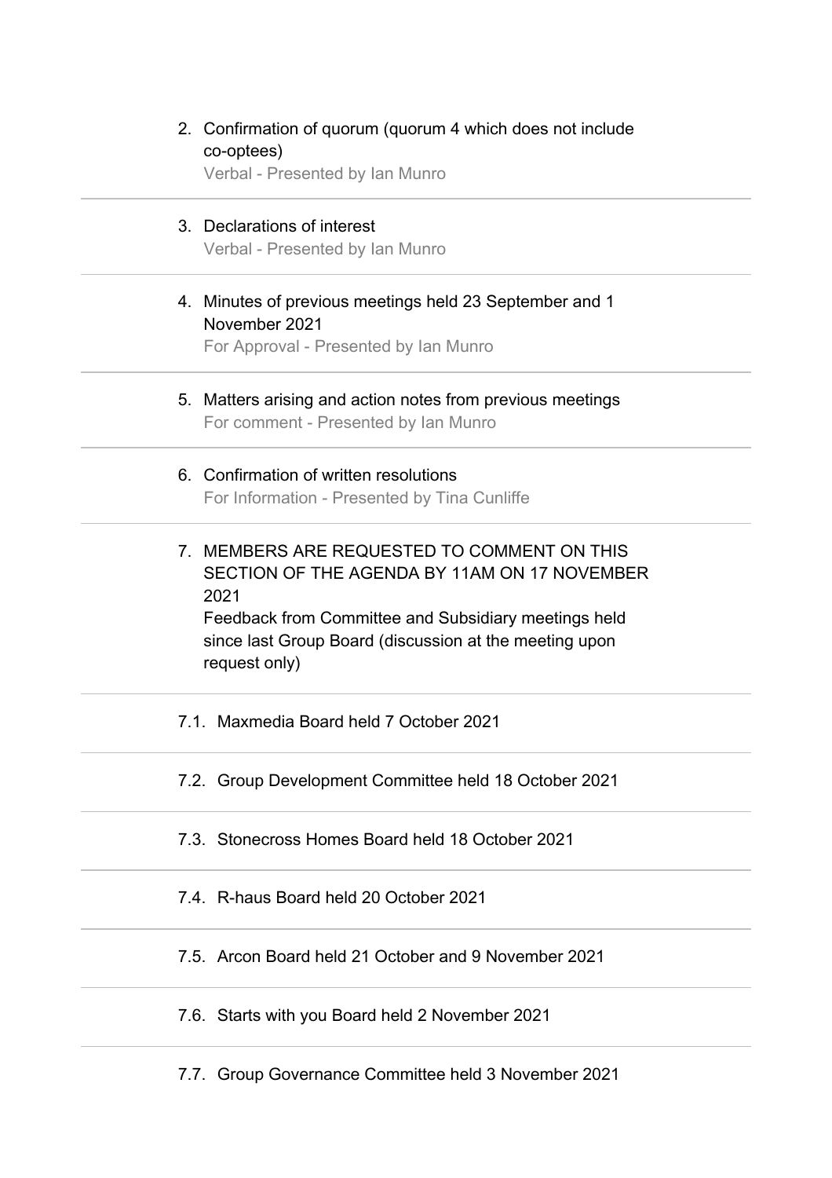2. Confirmation of quorum (quorum 4 which does not include co-optees)
   Verbal - Presented by Ian Munro

3. Declarations of interest
   Verbal - Presented by Ian Munro

4. Minutes of previous meetings held 23 September and 1 November 2021
   For Approval - Presented by Ian Munro

5. Matters arising and action notes from previous meetings
   For comment - Presented by Ian Munro

6. Confirmation of written resolutions
   For Information - Presented by Tina Cunliffe

7. MEMBERS ARE REQUESTED TO COMMENT ON THIS SECTION OF THE AGENDA BY 11AM ON 17 NOVEMBER 2021
   Feedback from Committee and Subsidiary meetings held since last Group Board (discussion at the meeting upon request only)

7.1. Maxmedia Board held 7 October 2021

7.2. Group Development Committee held 18 October 2021

7.3. Stonecross Homes Board held 18 October 2021

7.4. R-haus Board held 20 October 2021

7.5. Arcon Board held 21 October and 9 November 2021

7.6. Starts with you Board held 2 November 2021

7.7. Group Governance Committee held 3 November 2021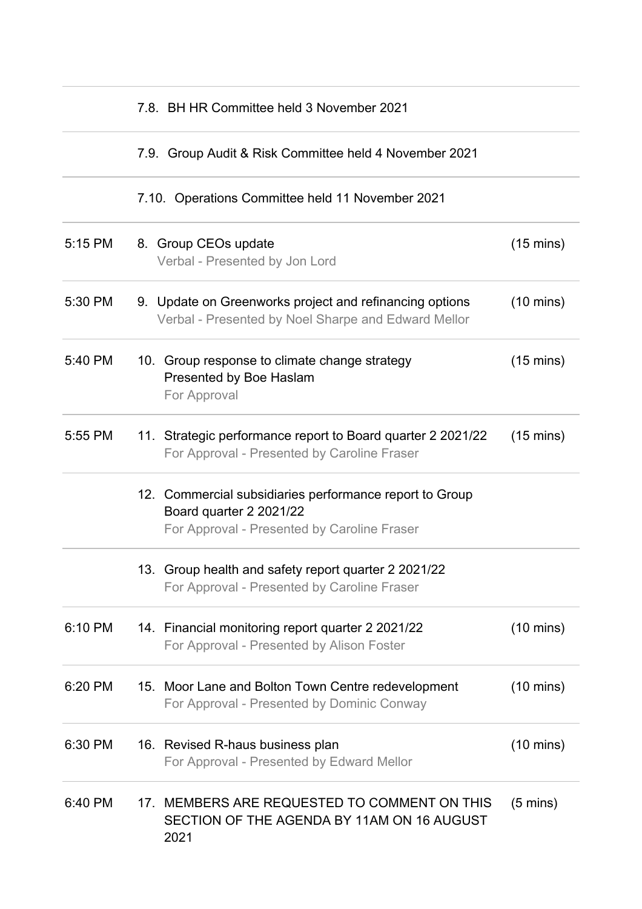| | | |
|---|---|---|
| | 7.8. BH HR Committee held 3 November 2021 | |
| | 7.9. Group Audit & Risk Committee held 4 November 2021 | |
| | 7.10. Operations Committee held 11 November 2021 | |
| 5:15 PM | 8. Group CEOs update<br>Verbal - Presented by Jon Lord | (15 mins) |
| 5:30 PM | 9. Update on Greenworks project and refinancing options<br>Verbal - Presented by Noel Sharpe and Edward Mellor | (10 mins) |
| 5:40 PM | 10. Group response to climate change strategy<br>Presented by Boe Haslam<br>For Approval | (15 mins) |
| 5:55 PM | 11. Strategic performance report to Board quarter 2 2021/22<br>For Approval - Presented by Caroline Fraser | (15 mins) |
| | 12. Commercial subsidiaries performance report to Group Board quarter 2 2021/22<br>For Approval - Presented by Caroline Fraser | |
| | 13. Group health and safety report quarter 2 2021/22<br>For Approval - Presented by Caroline Fraser | |
| 6:10 PM | 14. Financial monitoring report quarter 2 2021/22<br>For Approval - Presented by Alison Foster | (10 mins) |
| 6:20 PM | 15. Moor Lane and Bolton Town Centre redevelopment<br>For Approval - Presented by Dominic Conway | (10 mins) |
| 6:30 PM | 16. Revised R-haus business plan<br>For Approval - Presented by Edward Mellor | (10 mins) |
| 6:40 PM | 17. MEMBERS ARE REQUESTED TO COMMENT ON THIS SECTION OF THE AGENDA BY 11AM ON 16 AUGUST 2021 | (5 mins) |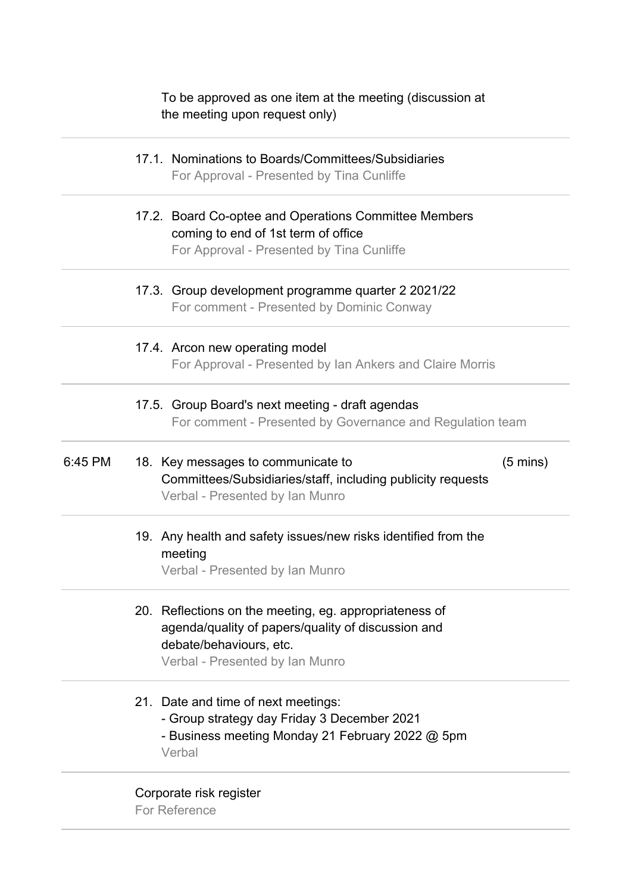To be approved as one item at the meeting (discussion at the meeting upon request only)

---

17.1. Nominations to Boards/Committees/Subsidiaries
For Approval - Presented by Tina Cunliffe

---

17.2. Board Co-optee and Operations Committee Members coming to end of 1st term of office
For Approval - Presented by Tina Cunliffe

---

17.3. Group development programme quarter 2 2021/22
For comment - Presented by Dominic Conway

---

17.4. Arcon new operating model
For Approval - Presented by Ian Ankers and Claire Morris

---

17.5. Group Board's next meeting - draft agendas
For comment - Presented by Governance and Regulation team

---

6:45 PM — 18. Key messages to communicate to Committees/Subsidiaries/staff, including publicity requests (5 mins)
Verbal - Presented by Ian Munro

---

19. Any health and safety issues/new risks identified from the meeting
Verbal - Presented by Ian Munro

---

20. Reflections on the meeting, eg. appropriateness of agenda/quality of papers/quality of discussion and debate/behaviours, etc.
Verbal - Presented by Ian Munro

---

21. Date and time of next meetings:
- Group strategy day Friday 3 December 2021
- Business meeting Monday 21 February 2022 @ 5pm

Verbal

---

Corporate risk register
For Reference